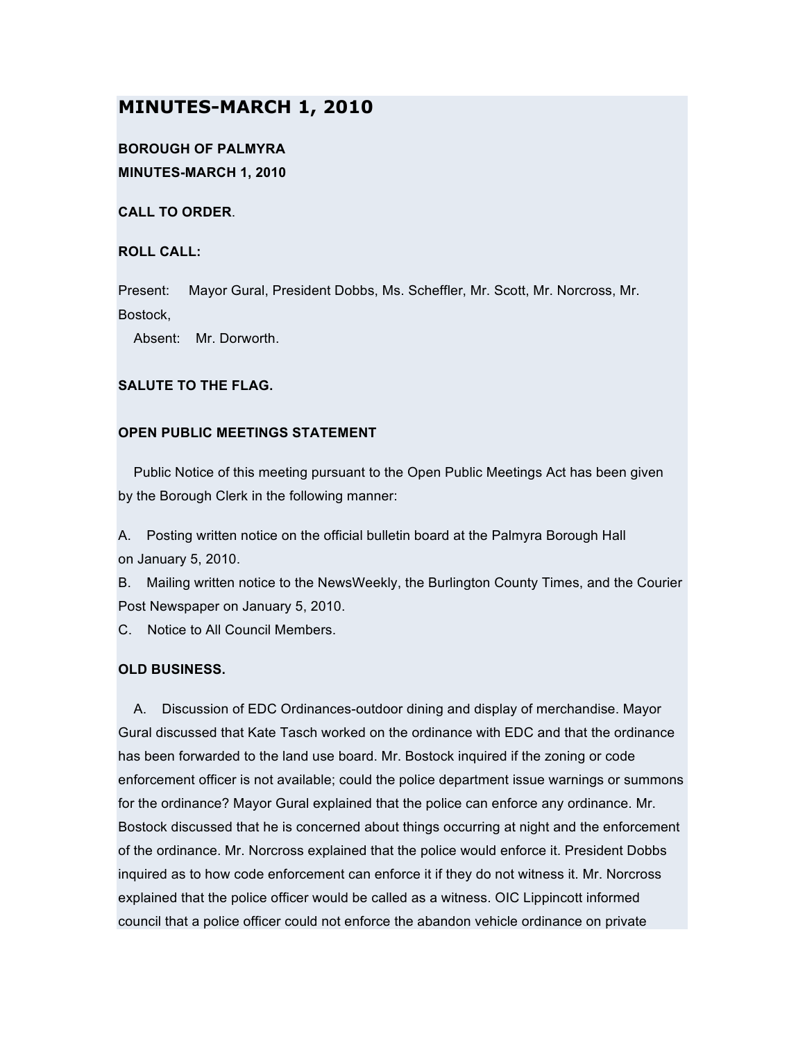# MINUTES-MARCH 1, 2010

**BOROUGH OF PALMYRA**
**MINUTES-MARCH 1, 2010**

**CALL TO ORDER**.

**ROLL CALL:**

Present: Mayor Gural, President Dobbs, Ms. Scheffler, Mr. Scott, Mr. Norcross, Mr. Bostock,
Absent: Mr. Dorworth.

**SALUTE TO THE FLAG.**

**OPEN PUBLIC MEETINGS STATEMENT**

Public Notice of this meeting pursuant to the Open Public Meetings Act has been given by the Borough Clerk in the following manner:

A. Posting written notice on the official bulletin board at the Palmyra Borough Hall on January 5, 2010.
B. Mailing written notice to the NewsWeekly, the Burlington County Times, and the Courier Post Newspaper on January 5, 2010.
C. Notice to All Council Members.

**OLD BUSINESS.**

A. Discussion of EDC Ordinances-outdoor dining and display of merchandise. Mayor Gural discussed that Kate Tasch worked on the ordinance with EDC and that the ordinance has been forwarded to the land use board. Mr. Bostock inquired if the zoning or code enforcement officer is not available; could the police department issue warnings or summons for the ordinance? Mayor Gural explained that the police can enforce any ordinance. Mr. Bostock discussed that he is concerned about things occurring at night and the enforcement of the ordinance. Mr. Norcross explained that the police would enforce it. President Dobbs inquired as to how code enforcement can enforce it if they do not witness it. Mr. Norcross explained that the police officer would be called as a witness. OIC Lippincott informed council that a police officer could not enforce the abandon vehicle ordinance on private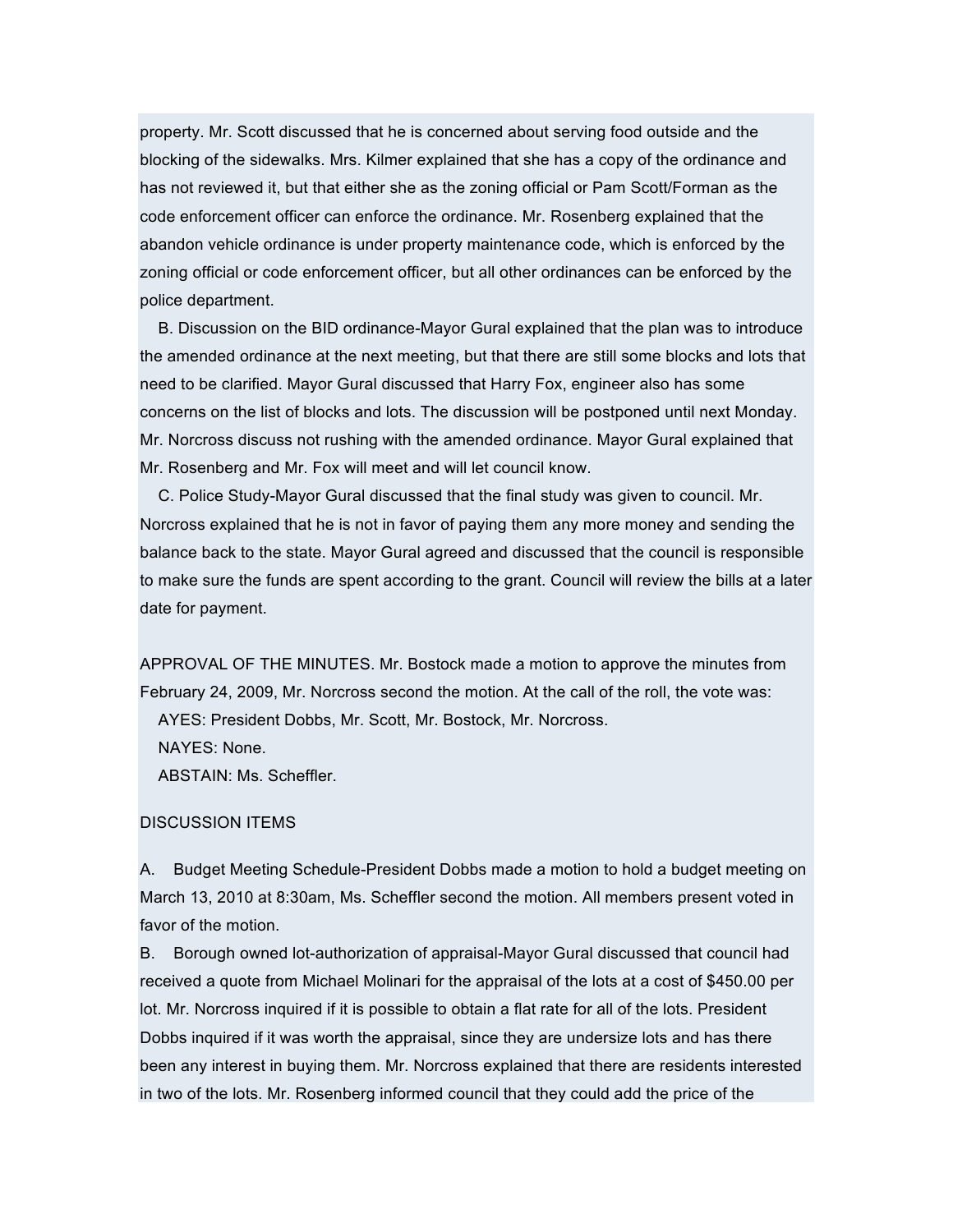property. Mr. Scott discussed that he is concerned about serving food outside and the blocking of the sidewalks. Mrs. Kilmer explained that she has a copy of the ordinance and has not reviewed it, but that either she as the zoning official or Pam Scott/Forman as the code enforcement officer can enforce the ordinance. Mr. Rosenberg explained that the abandon vehicle ordinance is under property maintenance code, which is enforced by the zoning official or code enforcement officer, but all other ordinances can be enforced by the police department.

B. Discussion on the BID ordinance-Mayor Gural explained that the plan was to introduce the amended ordinance at the next meeting, but that there are still some blocks and lots that need to be clarified. Mayor Gural discussed that Harry Fox, engineer also has some concerns on the list of blocks and lots. The discussion will be postponed until next Monday. Mr. Norcross discuss not rushing with the amended ordinance. Mayor Gural explained that Mr. Rosenberg and Mr. Fox will meet and will let council know.

C. Police Study-Mayor Gural discussed that the final study was given to council. Mr. Norcross explained that he is not in favor of paying them any more money and sending the balance back to the state. Mayor Gural agreed and discussed that the council is responsible to make sure the funds are spent according to the grant. Council will review the bills at a later date for payment.

APPROVAL OF THE MINUTES. Mr. Bostock made a motion to approve the minutes from February 24, 2009, Mr. Norcross second the motion. At the call of the roll, the vote was:

AYES: President Dobbs, Mr. Scott, Mr. Bostock, Mr. Norcross.

NAYES: None.

ABSTAIN: Ms. Scheffler.

DISCUSSION ITEMS

A. Budget Meeting Schedule-President Dobbs made a motion to hold a budget meeting on March 13, 2010 at 8:30am, Ms. Scheffler second the motion. All members present voted in favor of the motion.

B. Borough owned lot-authorization of appraisal-Mayor Gural discussed that council had received a quote from Michael Molinari for the appraisal of the lots at a cost of $450.00 per lot. Mr. Norcross inquired if it is possible to obtain a flat rate for all of the lots. President Dobbs inquired if it was worth the appraisal, since they are undersize lots and has there been any interest in buying them. Mr. Norcross explained that there are residents interested in two of the lots. Mr. Rosenberg informed council that they could add the price of the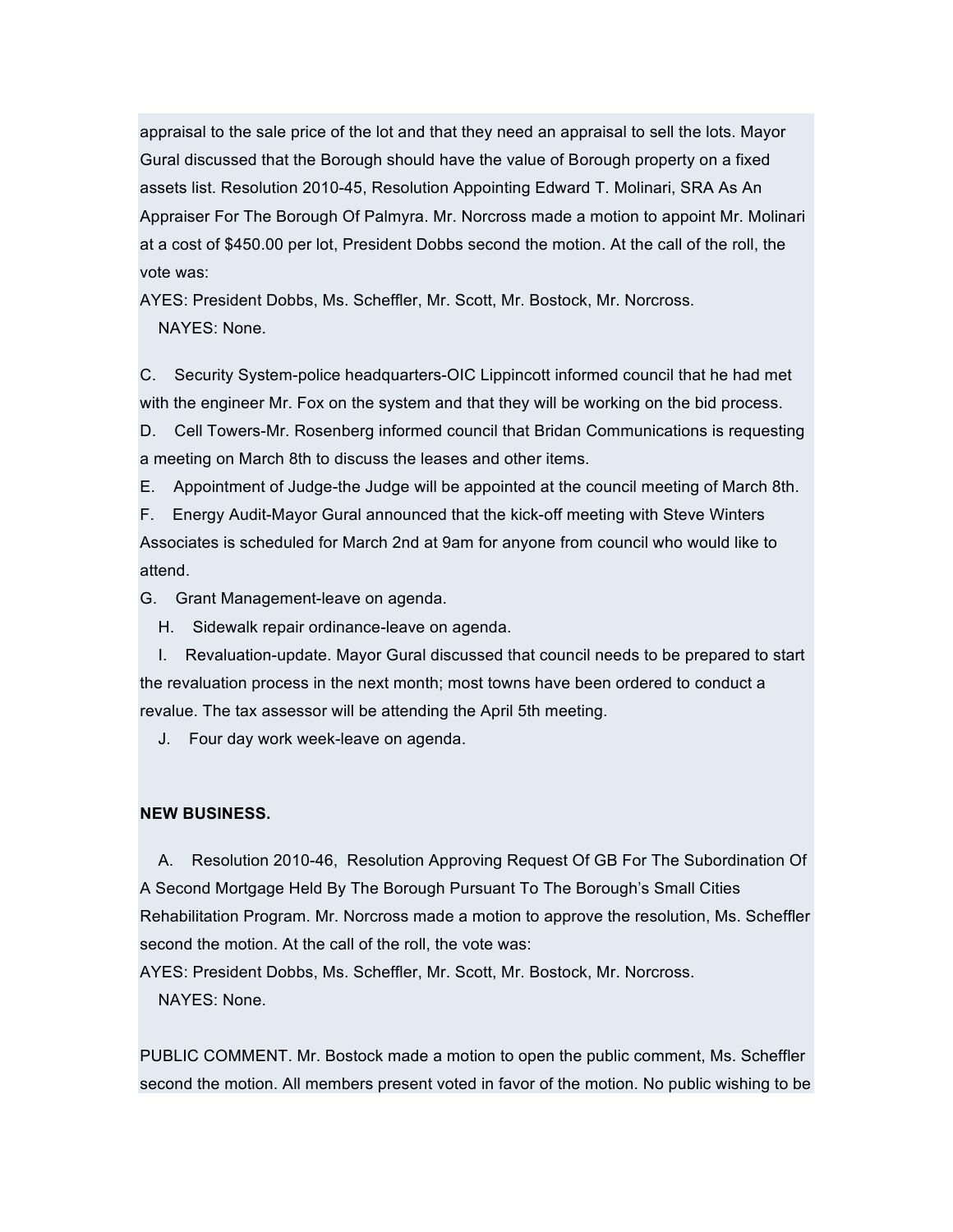appraisal to the sale price of the lot and that they need an appraisal to sell the lots. Mayor Gural discussed that the Borough should have the value of Borough property on a fixed assets list. Resolution 2010-45, Resolution Appointing Edward T. Molinari, SRA As An Appraiser For The Borough Of Palmyra. Mr. Norcross made a motion to appoint Mr. Molinari at a cost of $450.00 per lot, President Dobbs second the motion. At the call of the roll, the vote was:

AYES: President Dobbs, Ms. Scheffler, Mr. Scott, Mr. Bostock, Mr. Norcross.

NAYES: None.

C. Security System-police headquarters-OIC Lippincott informed council that he had met with the engineer Mr. Fox on the system and that they will be working on the bid process.

D. Cell Towers-Mr. Rosenberg informed council that Bridan Communications is requesting a meeting on March 8th to discuss the leases and other items.

E. Appointment of Judge-the Judge will be appointed at the council meeting of March 8th.

F. Energy Audit-Mayor Gural announced that the kick-off meeting with Steve Winters Associates is scheduled for March 2nd at 9am for anyone from council who would like to attend.

G. Grant Management-leave on agenda.

H. Sidewalk repair ordinance-leave on agenda.

I. Revaluation-update. Mayor Gural discussed that council needs to be prepared to start the revaluation process in the next month; most towns have been ordered to conduct a revalue. The tax assessor will be attending the April 5th meeting.

J. Four day work week-leave on agenda.

**NEW BUSINESS.**

A. Resolution 2010-46, Resolution Approving Request Of GB For The Subordination Of A Second Mortgage Held By The Borough Pursuant To The Borough's Small Cities Rehabilitation Program. Mr. Norcross made a motion to approve the resolution, Ms. Scheffler second the motion. At the call of the roll, the vote was:

AYES: President Dobbs, Ms. Scheffler, Mr. Scott, Mr. Bostock, Mr. Norcross.

NAYES: None.

PUBLIC COMMENT. Mr. Bostock made a motion to open the public comment, Ms. Scheffler second the motion. All members present voted in favor of the motion. No public wishing to be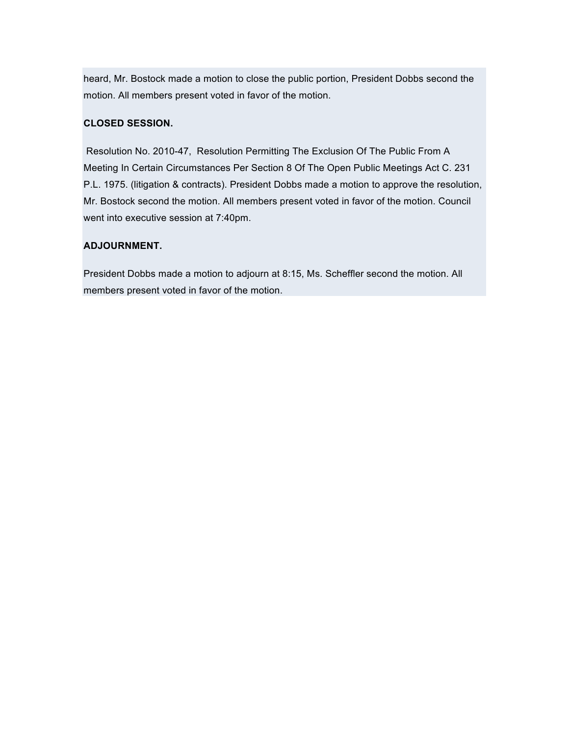heard, Mr. Bostock made a motion to close the public portion, President Dobbs second the motion. All members present voted in favor of the motion.

**CLOSED SESSION.**

Resolution No. 2010-47, Resolution Permitting The Exclusion Of The Public From A Meeting In Certain Circumstances Per Section 8 Of The Open Public Meetings Act C. 231 P.L. 1975. (litigation & contracts). President Dobbs made a motion to approve the resolution, Mr. Bostock second the motion. All members present voted in favor of the motion. Council went into executive session at 7:40pm.

**ADJOURNMENT.**

President Dobbs made a motion to adjourn at 8:15, Ms. Scheffler second the motion. All members present voted in favor of the motion.